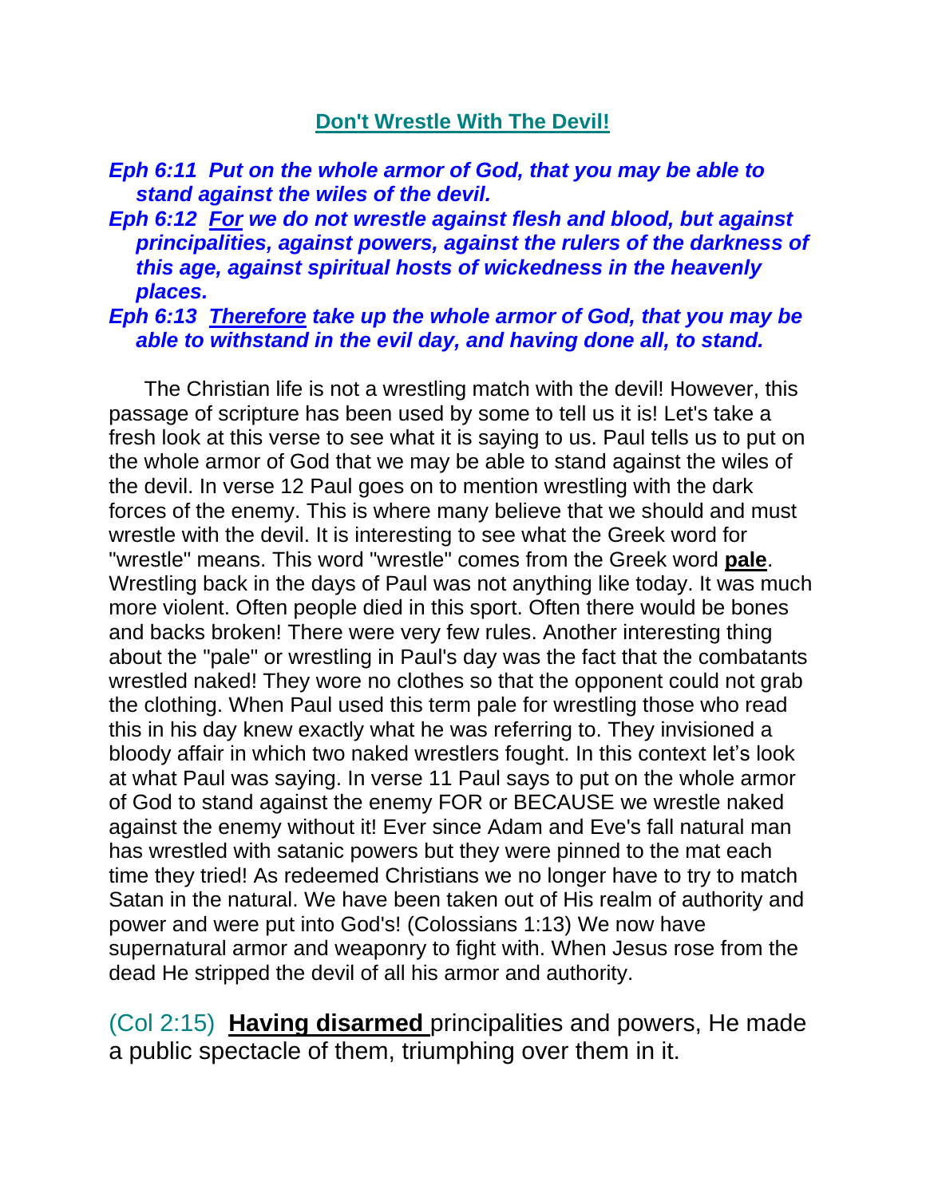## **Don't Wrestle With The Devil!**

***Eph 6:11 Put on the whole armor of God, that you may be able to stand against the wiles of the devil.***

***Eph 6:12 For we do not wrestle against flesh and blood, but against principalities, against powers, against the rulers of the darkness of this age, against spiritual hosts of wickedness in the heavenly places.***

***Eph 6:13 Therefore take up the whole armor of God, that you may be able to withstand in the evil day, and having done all, to stand.***

The Christian life is not a wrestling match with the devil! However, this passage of scripture has been used by some to tell us it is! Let's take a fresh look at this verse to see what it is saying to us. Paul tells us to put on the whole armor of God that we may be able to stand against the wiles of the devil. In verse 12 Paul goes on to mention wrestling with the dark forces of the enemy. This is where many believe that we should and must wrestle with the devil. It is interesting to see what the Greek word for "wrestle" means. This word "wrestle" comes from the Greek word **pale**. Wrestling back in the days of Paul was not anything like today. It was much more violent. Often people died in this sport. Often there would be bones and backs broken! There were very few rules. Another interesting thing about the "pale" or wrestling in Paul's day was the fact that the combatants wrestled naked! They wore no clothes so that the opponent could not grab the clothing. When Paul used this term pale for wrestling those who read this in his day knew exactly what he was referring to. They invisioned a bloody affair in which two naked wrestlers fought. In this context let's look at what Paul was saying. In verse 11 Paul says to put on the whole armor of God to stand against the enemy FOR or BECAUSE we wrestle naked against the enemy without it! Ever since Adam and Eve's fall natural man has wrestled with satanic powers but they were pinned to the mat each time they tried! As redeemed Christians we no longer have to try to match Satan in the natural. We have been taken out of His realm of authority and power and were put into God's! (Colossians 1:13) We now have supernatural armor and weaponry to fight with. When Jesus rose from the dead He stripped the devil of all his armor and authority.

(Col 2:15) **Having disarmed** principalities and powers, He made a public spectacle of them, triumphing over them in it.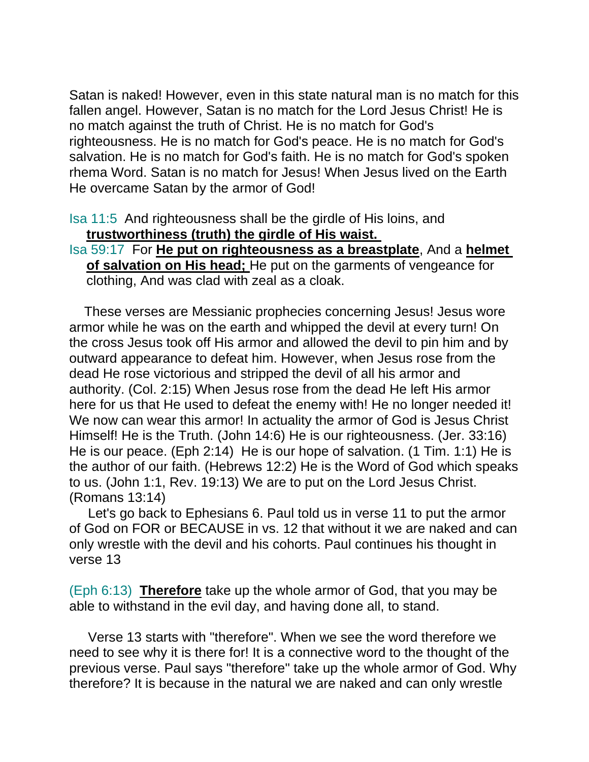Satan is naked! However, even in this state natural man is no match for this fallen angel. However, Satan is no match for the Lord Jesus Christ! He is no match against the truth of Christ. He is no match for God's righteousness. He is no match for God's peace. He is no match for God's salvation. He is no match for God's faith. He is no match for God's spoken rhema Word. Satan is no match for Jesus! When Jesus lived on the Earth He overcame Satan by the armor of God!

Isa 11:5 And righteousness shall be the girdle of His loins, and **trustworthiness (truth) the girdle of His waist.**

Isa 59:17 For **He put on righteousness as a breastplate**, And a **helmet of salvation on His head;** He put on the garments of vengeance for clothing, And was clad with zeal as a cloak.

These verses are Messianic prophecies concerning Jesus! Jesus wore armor while he was on the earth and whipped the devil at every turn! On the cross Jesus took off His armor and allowed the devil to pin him and by outward appearance to defeat him. However, when Jesus rose from the dead He rose victorious and stripped the devil of all his armor and authority. (Col. 2:15) When Jesus rose from the dead He left His armor here for us that He used to defeat the enemy with! He no longer needed it! We now can wear this armor! In actuality the armor of God is Jesus Christ Himself! He is the Truth. (John 14:6) He is our righteousness. (Jer. 33:16) He is our peace. (Eph 2:14) He is our hope of salvation. (1 Tim. 1:1) He is the author of our faith. (Hebrews 12:2) He is the Word of God which speaks to us. (John 1:1, Rev. 19:13) We are to put on the Lord Jesus Christ. (Romans 13:14)

Let's go back to Ephesians 6. Paul told us in verse 11 to put the armor of God on FOR or BECAUSE in vs. 12 that without it we are naked and can only wrestle with the devil and his cohorts. Paul continues his thought in verse 13

(Eph 6:13) **Therefore** take up the whole armor of God, that you may be able to withstand in the evil day, and having done all, to stand.

Verse 13 starts with "therefore". When we see the word therefore we need to see why it is there for! It is a connective word to the thought of the previous verse. Paul says "therefore" take up the whole armor of God. Why therefore? It is because in the natural we are naked and can only wrestle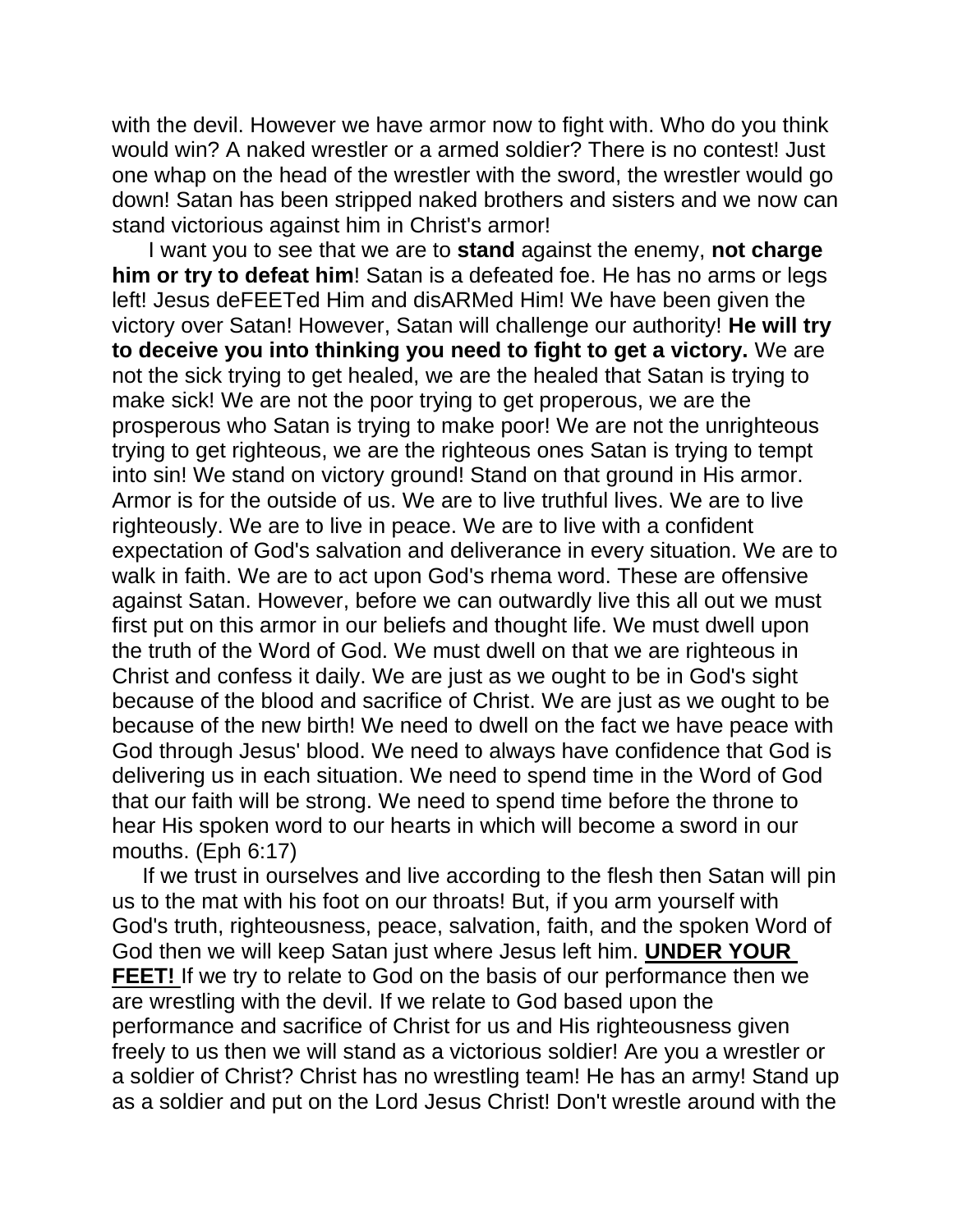with the devil. However we have armor now to fight with. Who do you think would win? A naked wrestler or a armed soldier? There is no contest! Just one whap on the head of the wrestler with the sword, the wrestler would go down! Satan has been stripped naked brothers and sisters and we now can stand victorious against him in Christ's armor!

I want you to see that we are to **stand** against the enemy, **not charge him or try to defeat him**! Satan is a defeated foe. He has no arms or legs left! Jesus deFEETed Him and disARMed Him! We have been given the victory over Satan! However, Satan will challenge our authority! **He will try to deceive you into thinking you need to fight to get a victory.** We are not the sick trying to get healed, we are the healed that Satan is trying to make sick! We are not the poor trying to get properous, we are the prosperous who Satan is trying to make poor! We are not the unrighteous trying to get righteous, we are the righteous ones Satan is trying to tempt into sin! We stand on victory ground! Stand on that ground in His armor. Armor is for the outside of us. We are to live truthful lives. We are to live righteously. We are to live in peace. We are to live with a confident expectation of God's salvation and deliverance in every situation. We are to walk in faith. We are to act upon God's rhema word. These are offensive against Satan. However, before we can outwardly live this all out we must first put on this armor in our beliefs and thought life. We must dwell upon the truth of the Word of God. We must dwell on that we are righteous in Christ and confess it daily. We are just as we ought to be in God's sight because of the blood and sacrifice of Christ. We are just as we ought to be because of the new birth! We need to dwell on the fact we have peace with God through Jesus' blood. We need to always have confidence that God is delivering us in each situation. We need to spend time in the Word of God that our faith will be strong. We need to spend time before the throne to hear His spoken word to our hearts in which will become a sword in our mouths. (Eph 6:17)

If we trust in ourselves and live according to the flesh then Satan will pin us to the mat with his foot on our throats! But, if you arm yourself with God's truth, righteousness, peace, salvation, faith, and the spoken Word of God then we will keep Satan just where Jesus left him. **<u>UNDER YOUR FEET!</u>** If we try to relate to God on the basis of our performance then we are wrestling with the devil. If we relate to God based upon the performance and sacrifice of Christ for us and His righteousness given freely to us then we will stand as a victorious soldier! Are you a wrestler or a soldier of Christ? Christ has no wrestling team! He has an army! Stand up as a soldier and put on the Lord Jesus Christ! Don't wrestle around with the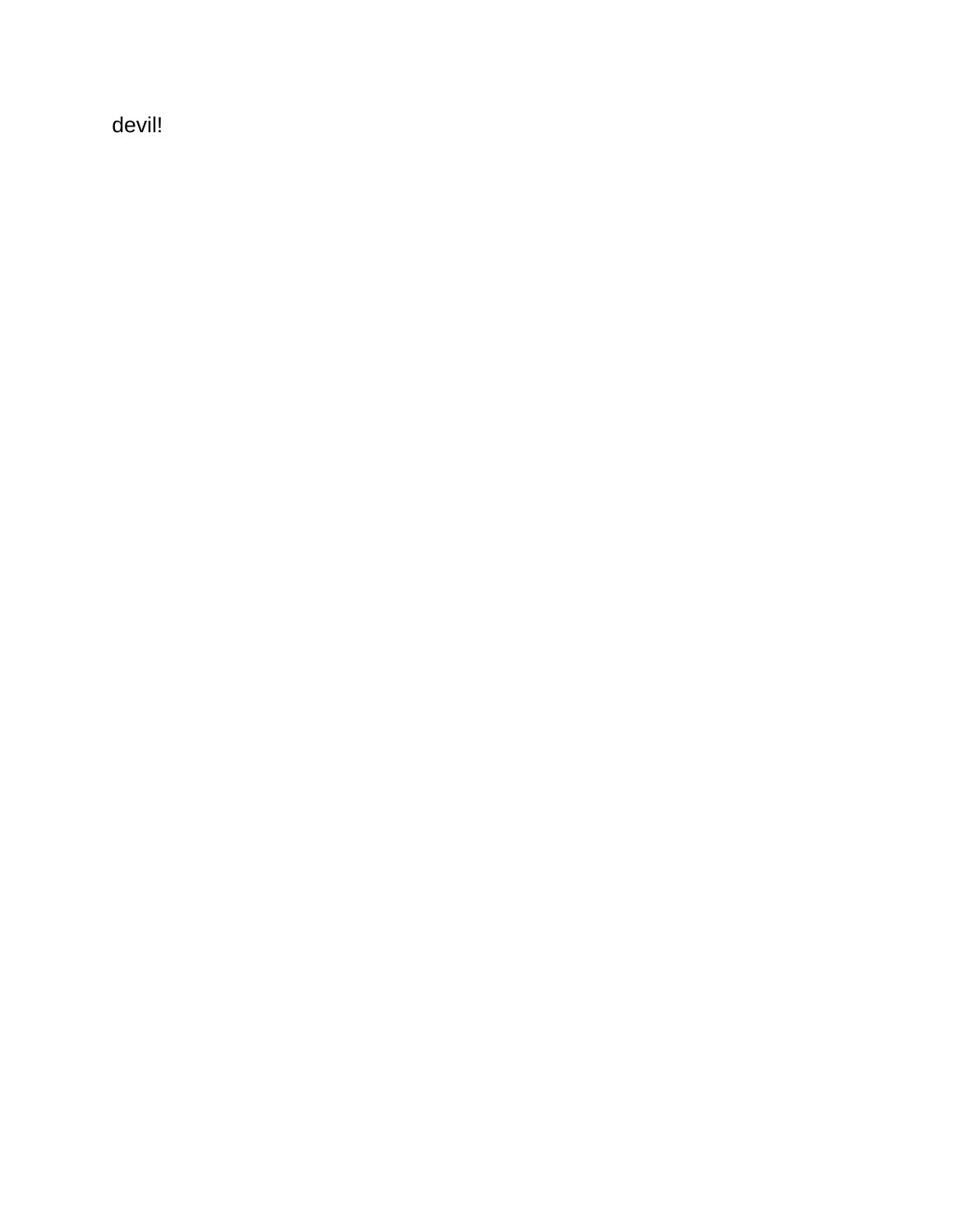devil!